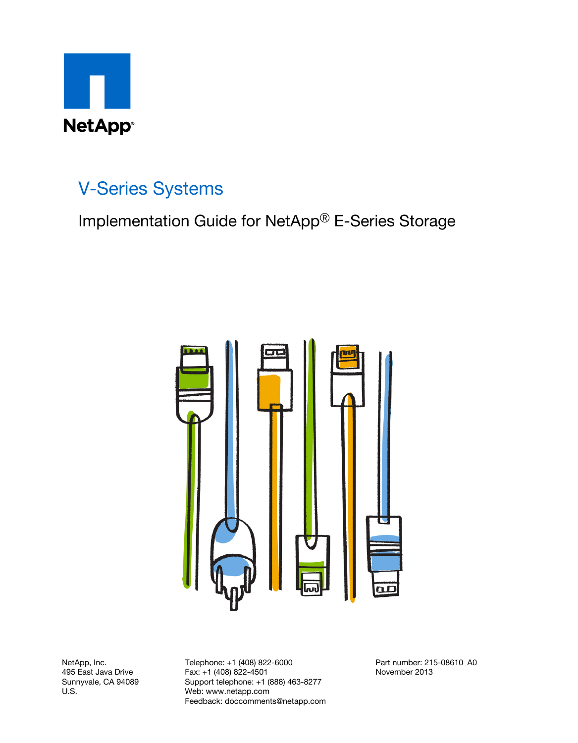NetApp®

# V-Series Systems

## Implementation Guide for NetApp® E-Series Storage

NetApp, Inc.
495 East Java Drive
Sunnyvale, CA 94089
U.S.

Telephone: +1 (408) 822-6000
Fax: +1 (408) 822-4501
Support telephone: +1 (888) 463-8277
Web: www.netapp.com
Feedback: doccomments@netapp.com

Part number: 215-08610_A0
November 2013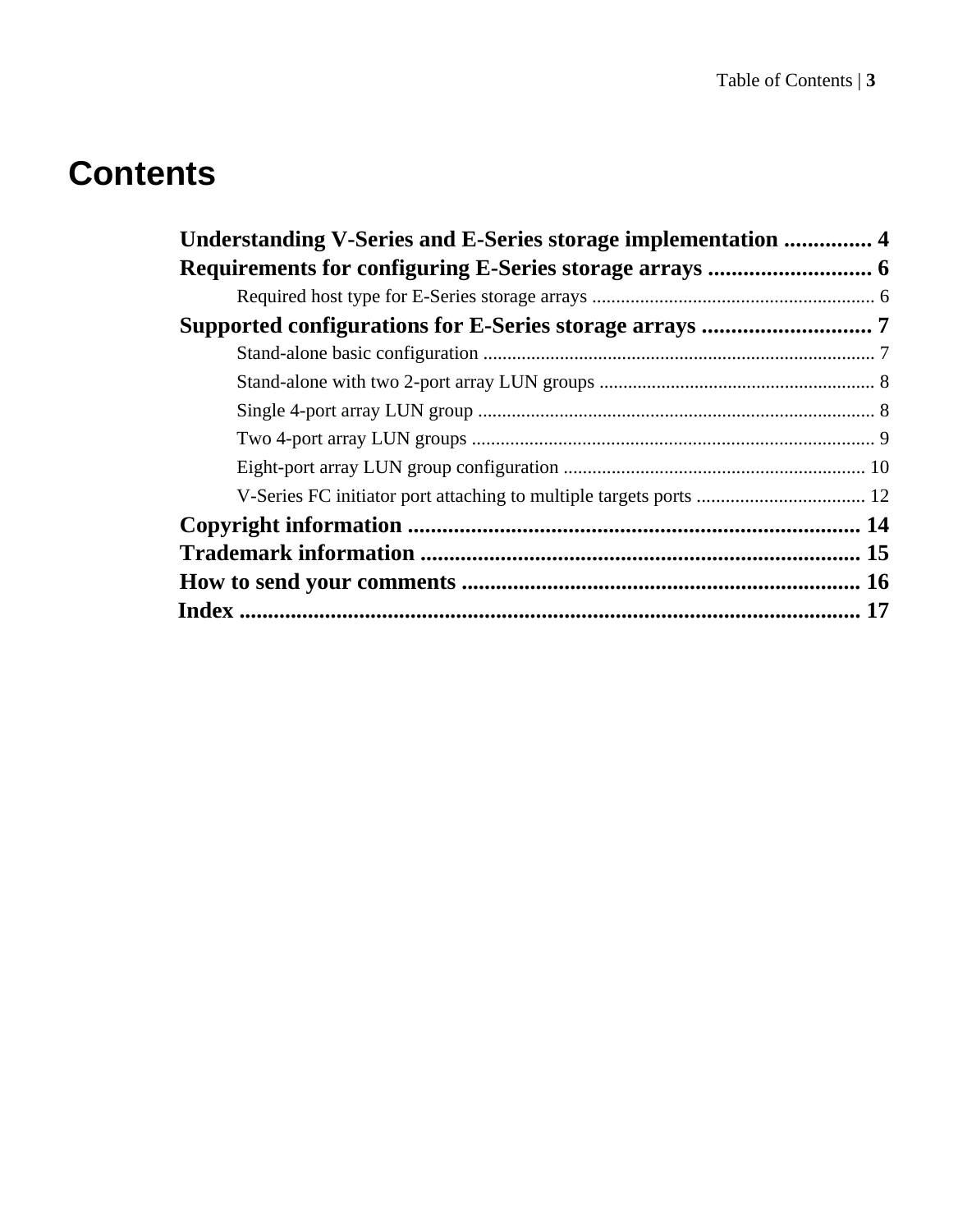# Contents

**Understanding V-Series and E-Series storage implementation ............... 4**

**Requirements for configuring E-Series storage arrays ............................ 6**

- Required host type for E-Series storage arrays .......................................................... 6

**Supported configurations for E-Series storage arrays ............................. 7**

- Stand-alone basic configuration ................................................................................. 7
- Stand-alone with two 2-port array LUN groups ......................................................... 8
- Single 4-port array LUN group .................................................................................. 8
- Two 4-port array LUN groups ................................................................................... 9
- Eight-port array LUN group configuration .............................................................. 10
- V-Series FC initiator port attaching to multiple targets ports ................................... 12

**Copyright information .............................................................................. 14**

**Trademark information ............................................................................ 15**

**How to send your comments ..................................................................... 16**

**Index ........................................................................................................... 17**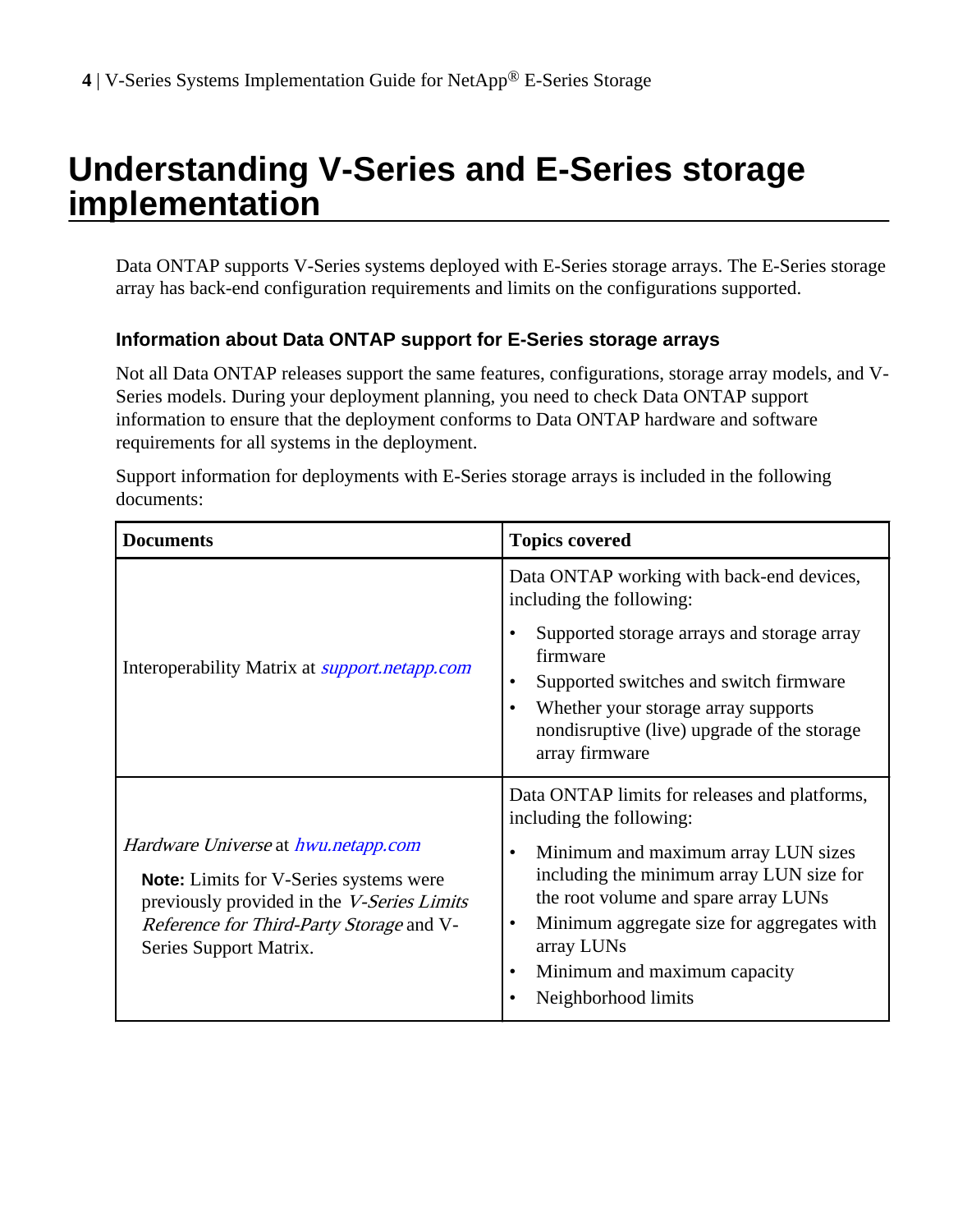# Understanding V-Series and E-Series storage implementation

Data ONTAP supports V-Series systems deployed with E-Series storage arrays. The E-Series storage array has back-end configuration requirements and limits on the configurations supported.

## Information about Data ONTAP support for E-Series storage arrays

Not all Data ONTAP releases support the same features, configurations, storage array models, and V-Series models. During your deployment planning, you need to check Data ONTAP support information to ensure that the deployment conforms to Data ONTAP hardware and software requirements for all systems in the deployment.

Support information for deployments with E-Series storage arrays is included in the following documents:

| Documents | Topics covered |
|---|---|
| Interoperability Matrix at *support.netapp.com* | Data ONTAP working with back-end devices, including the following:<br>• Supported storage arrays and storage array firmware<br>• Supported switches and switch firmware<br>• Whether your storage array supports nondisruptive (live) upgrade of the storage array firmware |
| *Hardware Universe* at *hwu.netapp.com*<br>**Note:** Limits for V-Series systems were previously provided in the *V-Series Limits Reference for Third-Party Storage* and V-Series Support Matrix. | Data ONTAP limits for releases and platforms, including the following:<br>• Minimum and maximum array LUN sizes including the minimum array LUN size for the root volume and spare array LUNs<br>• Minimum aggregate size for aggregates with array LUNs<br>• Minimum and maximum capacity<br>• Neighborhood limits |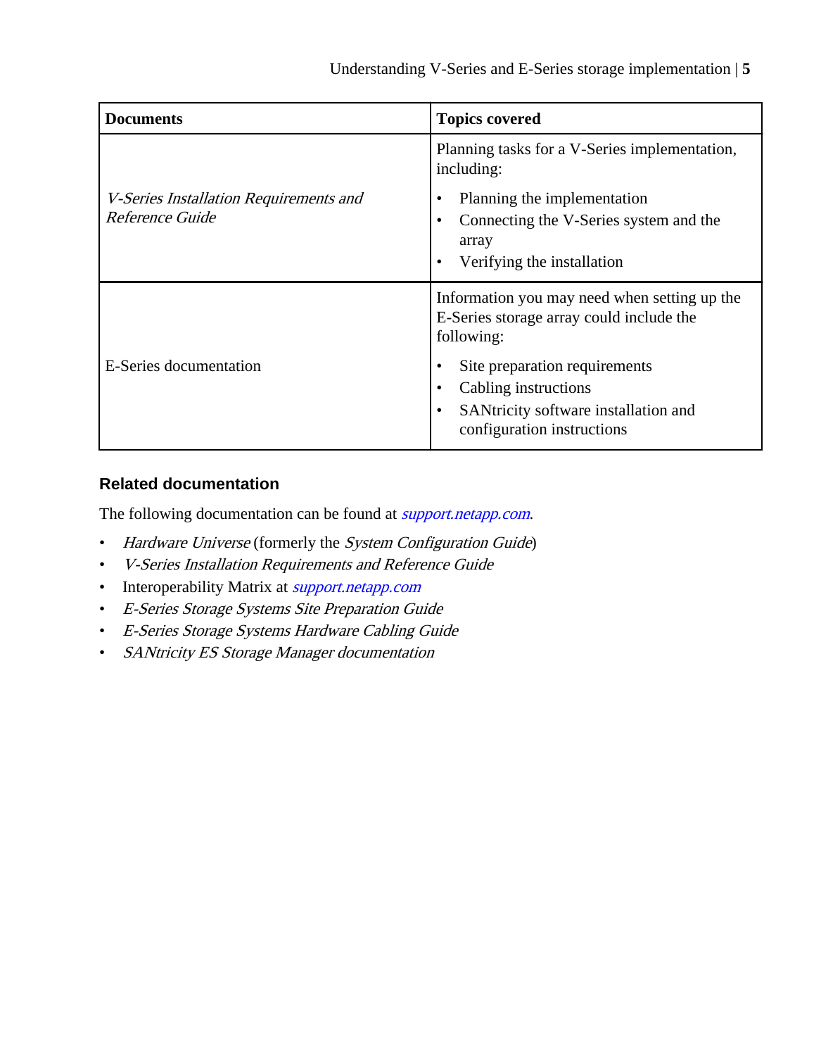| Documents | Topics covered |
|---|---|
| *V-Series Installation Requirements and Reference Guide* | Planning tasks for a V-Series implementation, including:<br>• Planning the implementation<br>• Connecting the V-Series system and the array<br>• Verifying the installation |
| E-Series documentation | Information you may need when setting up the E-Series storage array could include the following:<br>• Site preparation requirements<br>• Cabling instructions<br>• SANtricity software installation and configuration instructions |

### Related documentation

The following documentation can be found at *support.netapp.com*.

- *Hardware Universe* (formerly the *System Configuration Guide*)
- *V-Series Installation Requirements and Reference Guide*
- Interoperability Matrix at *support.netapp.com*
- *E-Series Storage Systems Site Preparation Guide*
- *E-Series Storage Systems Hardware Cabling Guide*
- *SANtricity ES Storage Manager documentation*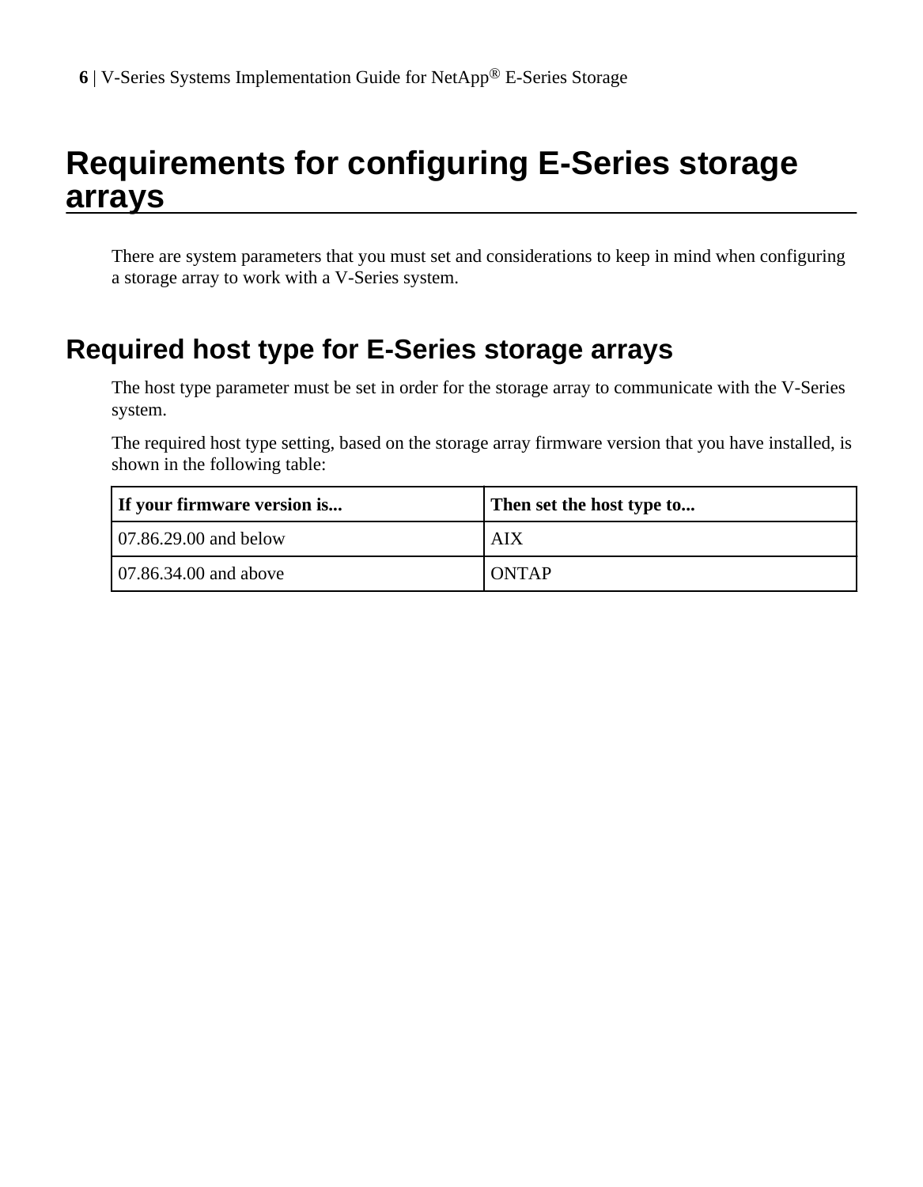# Requirements for configuring E-Series storage arrays

There are system parameters that you must set and considerations to keep in mind when configuring a storage array to work with a V-Series system.

## Required host type for E-Series storage arrays

The host type parameter must be set in order for the storage array to communicate with the V-Series system.

The required host type setting, based on the storage array firmware version that you have installed, is shown in the following table:

| If your firmware version is... | Then set the host type to... |
|---|---|
| 07.86.29.00 and below | AIX |
| 07.86.34.00 and above | ONTAP |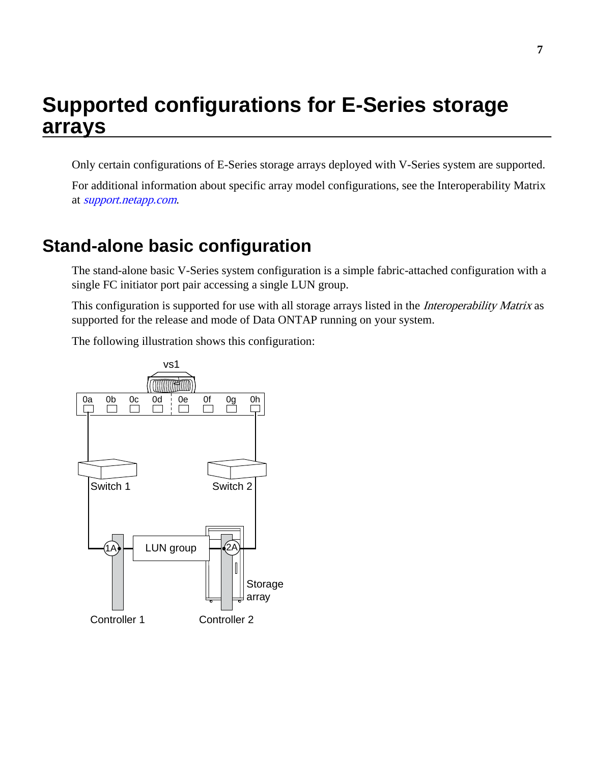# Supported configurations for E-Series storage arrays

Only certain configurations of E-Series storage arrays deployed with V-Series system are supported.

For additional information about specific array model configurations, see the Interoperability Matrix at *support.netapp.com*.

## Stand-alone basic configuration

The stand-alone basic V-Series system configuration is a simple fabric-attached configuration with a single FC initiator port pair accessing a single LUN group.

This configuration is supported for use with all storage arrays listed in the *Interoperability Matrix* as supported for the release and mode of Data ONTAP running on your system.

The following illustration shows this configuration: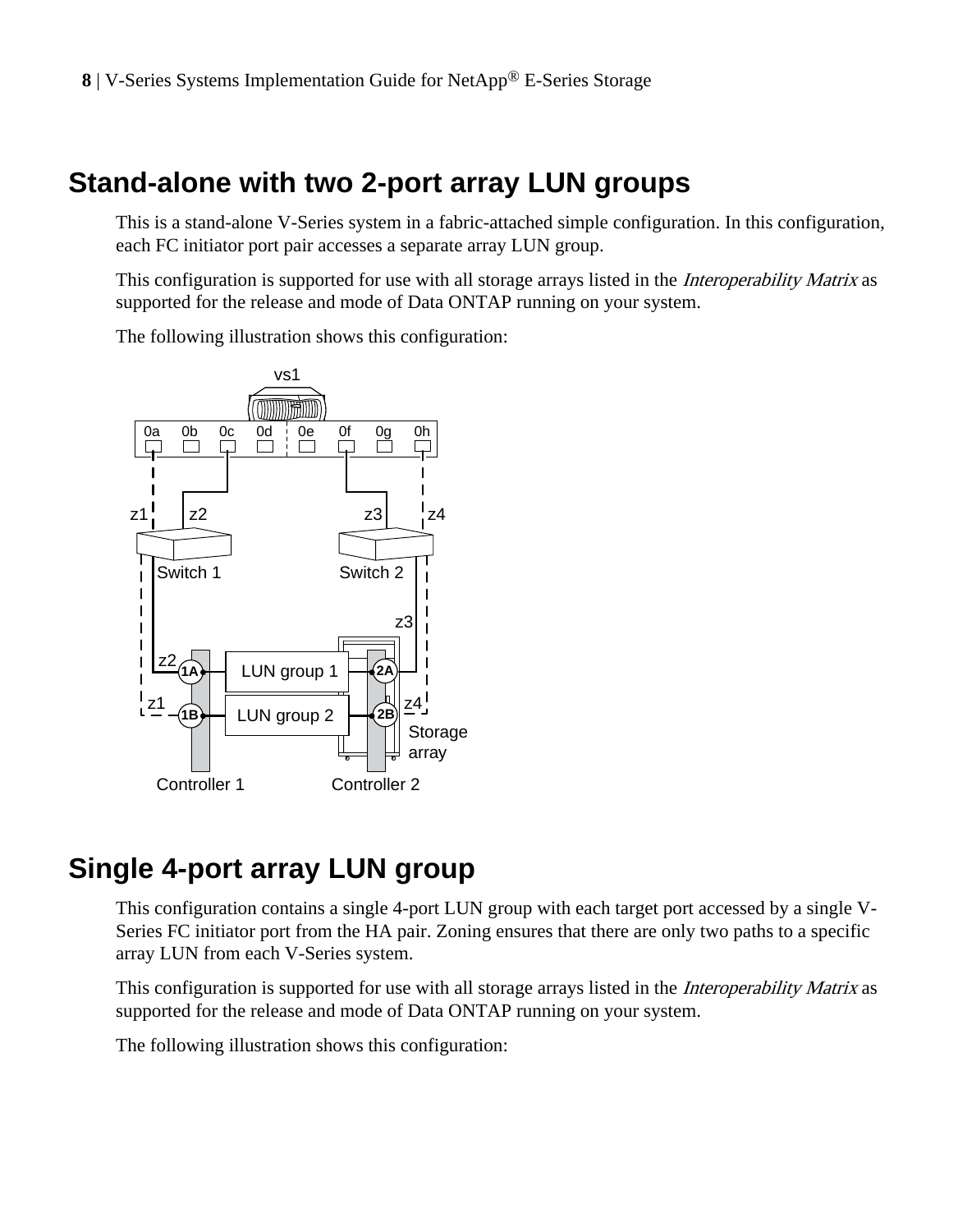## Stand-alone with two 2-port array LUN groups

This is a stand-alone V-Series system in a fabric-attached simple configuration. In this configuration, each FC initiator port pair accesses a separate array LUN group.

This configuration is supported for use with all storage arrays listed in the *Interoperability Matrix* as supported for the release and mode of Data ONTAP running on your system.

The following illustration shows this configuration:

## Single 4-port array LUN group

This configuration contains a single 4-port LUN group with each target port accessed by a single V-Series FC initiator port from the HA pair. Zoning ensures that there are only two paths to a specific array LUN from each V-Series system.

This configuration is supported for use with all storage arrays listed in the *Interoperability Matrix* as supported for the release and mode of Data ONTAP running on your system.

The following illustration shows this configuration: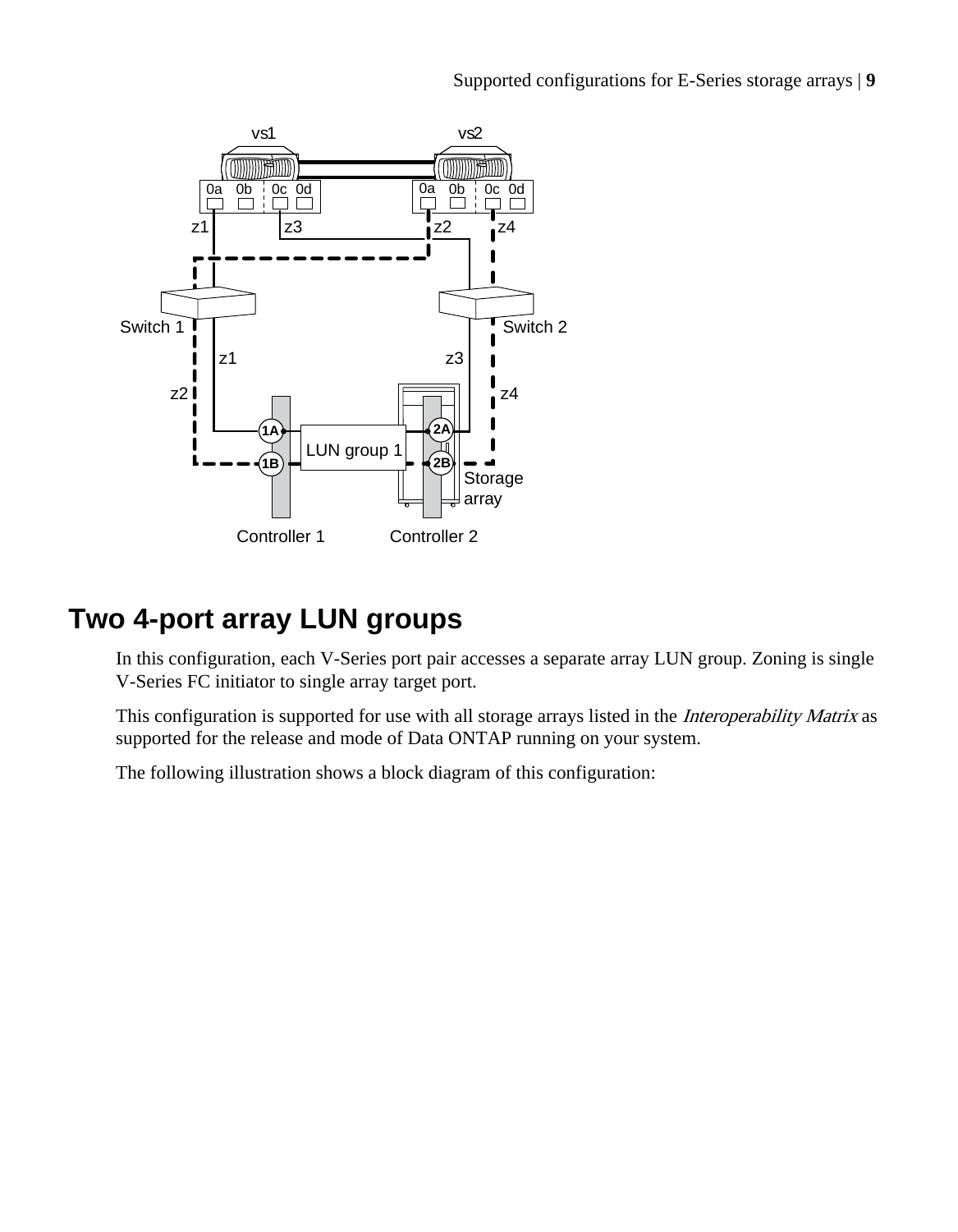## Two 4-port array LUN groups

In this configuration, each V-Series port pair accesses a separate array LUN group. Zoning is single V-Series FC initiator to single array target port.

This configuration is supported for use with all storage arrays listed in the *Interoperability Matrix* as supported for the release and mode of Data ONTAP running on your system.

The following illustration shows a block diagram of this configuration: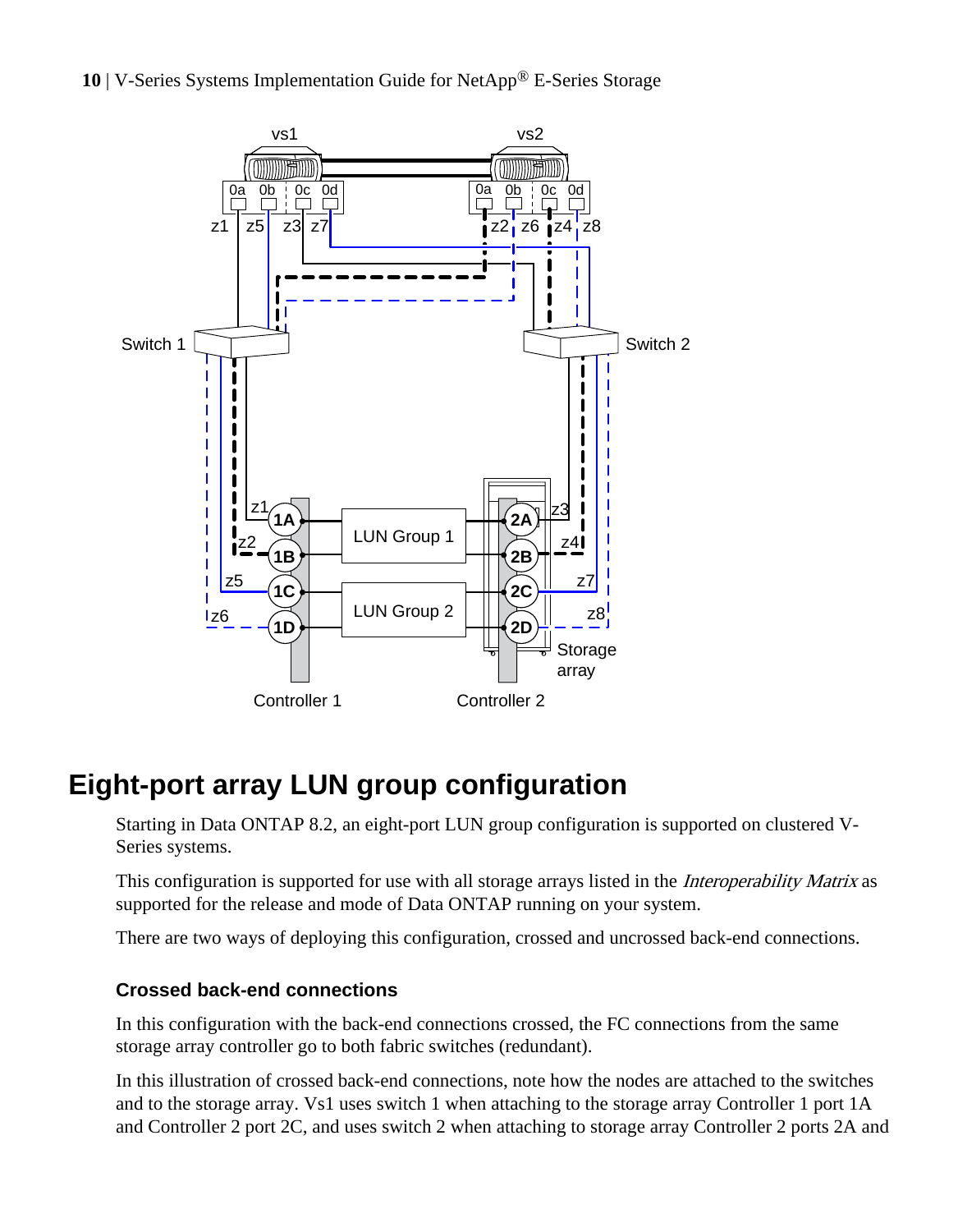## Eight-port array LUN group configuration

Starting in Data ONTAP 8.2, an eight-port LUN group configuration is supported on clustered V-Series systems.

This configuration is supported for use with all storage arrays listed in the *Interoperability Matrix* as supported for the release and mode of Data ONTAP running on your system.

There are two ways of deploying this configuration, crossed and uncrossed back-end connections.

### Crossed back-end connections

In this configuration with the back-end connections crossed, the FC connections from the same storage array controller go to both fabric switches (redundant).

In this illustration of crossed back-end connections, note how the nodes are attached to the switches and to the storage array. Vs1 uses switch 1 when attaching to the storage array Controller 1 port 1A and Controller 2 port 2C, and uses switch 2 when attaching to storage array Controller 2 ports 2A and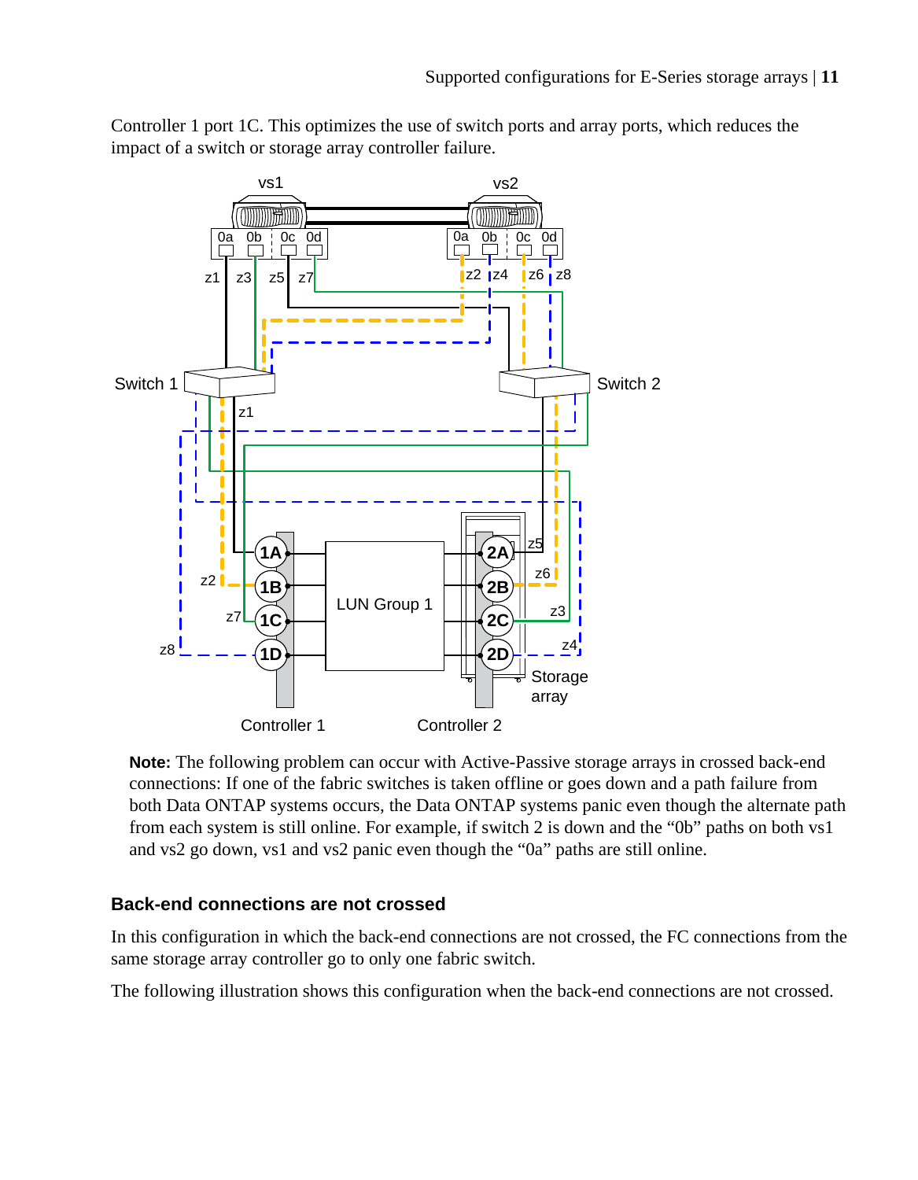Controller 1 port 1C. This optimizes the use of switch ports and array ports, which reduces the impact of a switch or storage array controller failure.

**Note:** The following problem can occur with Active-Passive storage arrays in crossed back-end connections: If one of the fabric switches is taken offline or goes down and a path failure from both Data ONTAP systems occurs, the Data ONTAP systems panic even though the alternate path from each system is still online. For example, if switch 2 is down and the "0b" paths on both vs1 and vs2 go down, vs1 and vs2 panic even though the "0a" paths are still online.

### Back-end connections are not crossed

In this configuration in which the back-end connections are not crossed, the FC connections from the same storage array controller go to only one fabric switch.

The following illustration shows this configuration when the back-end connections are not crossed.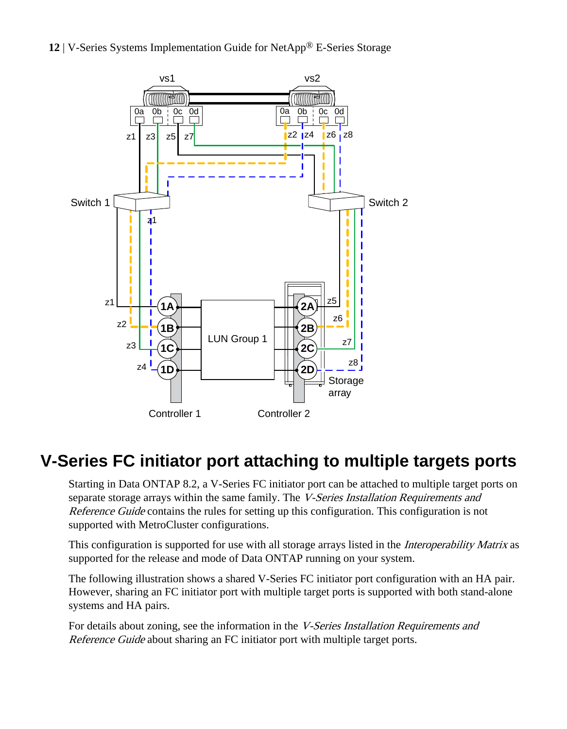## V-Series FC initiator port attaching to multiple targets ports

Starting in Data ONTAP 8.2, a V-Series FC initiator port can be attached to multiple target ports on separate storage arrays within the same family. The *V-Series Installation Requirements and Reference Guide* contains the rules for setting up this configuration. This configuration is not supported with MetroCluster configurations.

This configuration is supported for use with all storage arrays listed in the *Interoperability Matrix* as supported for the release and mode of Data ONTAP running on your system.

The following illustration shows a shared V-Series FC initiator port configuration with an HA pair. However, sharing an FC initiator port with multiple target ports is supported with both stand-alone systems and HA pairs.

For details about zoning, see the information in the *V-Series Installation Requirements and Reference Guide* about sharing an FC initiator port with multiple target ports.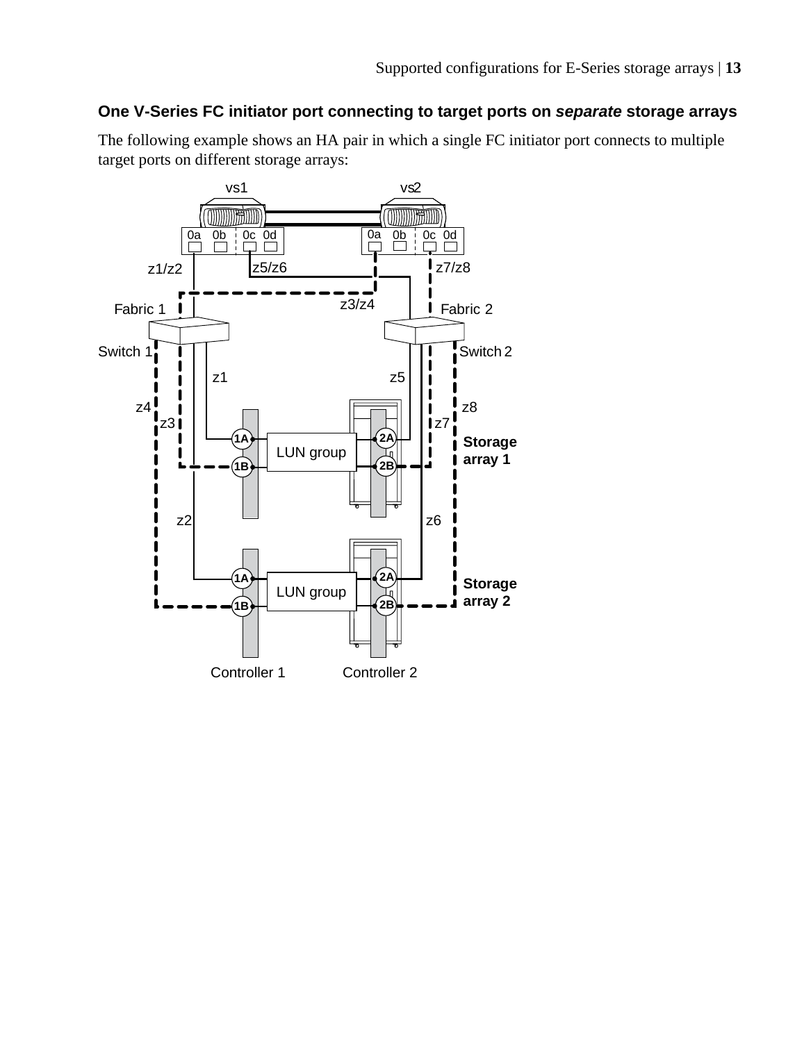### One V-Series FC initiator port connecting to target ports on *separate* storage arrays

The following example shows an HA pair in which a single FC initiator port connects to multiple target ports on different storage arrays: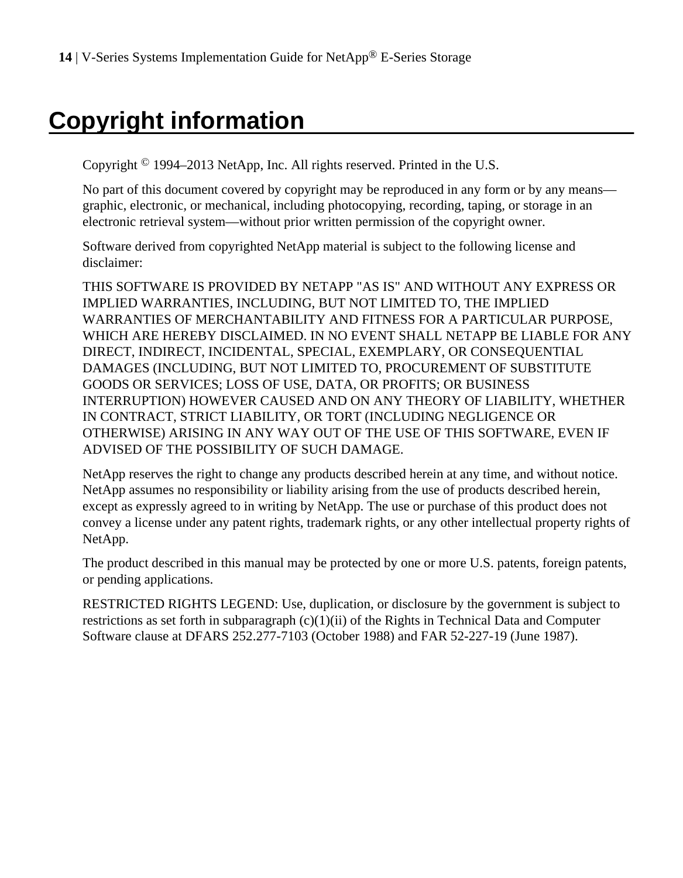# Copyright information

Copyright © 1994–2013 NetApp, Inc. All rights reserved. Printed in the U.S.

No part of this document covered by copyright may be reproduced in any form or by any means—graphic, electronic, or mechanical, including photocopying, recording, taping, or storage in an electronic retrieval system—without prior written permission of the copyright owner.

Software derived from copyrighted NetApp material is subject to the following license and disclaimer:

THIS SOFTWARE IS PROVIDED BY NETAPP "AS IS" AND WITHOUT ANY EXPRESS OR IMPLIED WARRANTIES, INCLUDING, BUT NOT LIMITED TO, THE IMPLIED WARRANTIES OF MERCHANTABILITY AND FITNESS FOR A PARTICULAR PURPOSE, WHICH ARE HEREBY DISCLAIMED. IN NO EVENT SHALL NETAPP BE LIABLE FOR ANY DIRECT, INDIRECT, INCIDENTAL, SPECIAL, EXEMPLARY, OR CONSEQUENTIAL DAMAGES (INCLUDING, BUT NOT LIMITED TO, PROCUREMENT OF SUBSTITUTE GOODS OR SERVICES; LOSS OF USE, DATA, OR PROFITS; OR BUSINESS INTERRUPTION) HOWEVER CAUSED AND ON ANY THEORY OF LIABILITY, WHETHER IN CONTRACT, STRICT LIABILITY, OR TORT (INCLUDING NEGLIGENCE OR OTHERWISE) ARISING IN ANY WAY OUT OF THE USE OF THIS SOFTWARE, EVEN IF ADVISED OF THE POSSIBILITY OF SUCH DAMAGE.

NetApp reserves the right to change any products described herein at any time, and without notice. NetApp assumes no responsibility or liability arising from the use of products described herein, except as expressly agreed to in writing by NetApp. The use or purchase of this product does not convey a license under any patent rights, trademark rights, or any other intellectual property rights of NetApp.

The product described in this manual may be protected by one or more U.S. patents, foreign patents, or pending applications.

RESTRICTED RIGHTS LEGEND: Use, duplication, or disclosure by the government is subject to restrictions as set forth in subparagraph (c)(1)(ii) of the Rights in Technical Data and Computer Software clause at DFARS 252.277-7103 (October 1988) and FAR 52-227-19 (June 1987).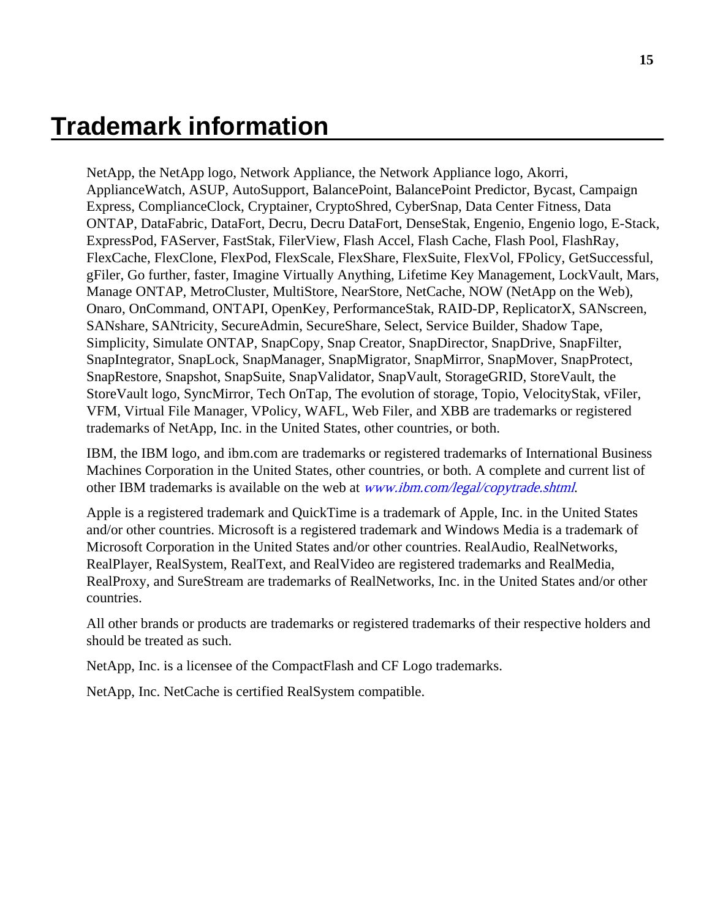# Trademark information

NetApp, the NetApp logo, Network Appliance, the Network Appliance logo, Akorri, ApplianceWatch, ASUP, AutoSupport, BalancePoint, BalancePoint Predictor, Bycast, Campaign Express, ComplianceClock, Cryptainer, CryptoShred, CyberSnap, Data Center Fitness, Data ONTAP, DataFabric, DataFort, Decru, Decru DataFort, DenseStak, Engenio, Engenio logo, E-Stack, ExpressPod, FAServer, FastStak, FilerView, Flash Accel, Flash Cache, Flash Pool, FlashRay, FlexCache, FlexClone, FlexPod, FlexScale, FlexShare, FlexSuite, FlexVol, FPolicy, GetSuccessful, gFiler, Go further, faster, Imagine Virtually Anything, Lifetime Key Management, LockVault, Mars, Manage ONTAP, MetroCluster, MultiStore, NearStore, NetCache, NOW (NetApp on the Web), Onaro, OnCommand, ONTAPI, OpenKey, PerformanceStak, RAID-DP, ReplicatorX, SANscreen, SANshare, SANtricity, SecureAdmin, SecureShare, Select, Service Builder, Shadow Tape, Simplicity, Simulate ONTAP, SnapCopy, Snap Creator, SnapDirector, SnapDrive, SnapFilter, SnapIntegrator, SnapLock, SnapManager, SnapMigrator, SnapMirror, SnapMover, SnapProtect, SnapRestore, Snapshot, SnapSuite, SnapValidator, SnapVault, StorageGRID, StoreVault, the StoreVault logo, SyncMirror, Tech OnTap, The evolution of storage, Topio, VelocityStak, vFiler, VFM, Virtual File Manager, VPolicy, WAFL, Web Filer, and XBB are trademarks or registered trademarks of NetApp, Inc. in the United States, other countries, or both.

IBM, the IBM logo, and ibm.com are trademarks or registered trademarks of International Business Machines Corporation in the United States, other countries, or both. A complete and current list of other IBM trademarks is available on the web at *www.ibm.com/legal/copytrade.shtml*.

Apple is a registered trademark and QuickTime is a trademark of Apple, Inc. in the United States and/or other countries. Microsoft is a registered trademark and Windows Media is a trademark of Microsoft Corporation in the United States and/or other countries. RealAudio, RealNetworks, RealPlayer, RealSystem, RealText, and RealVideo are registered trademarks and RealMedia, RealProxy, and SureStream are trademarks of RealNetworks, Inc. in the United States and/or other countries.

All other brands or products are trademarks or registered trademarks of their respective holders and should be treated as such.

NetApp, Inc. is a licensee of the CompactFlash and CF Logo trademarks.

NetApp, Inc. NetCache is certified RealSystem compatible.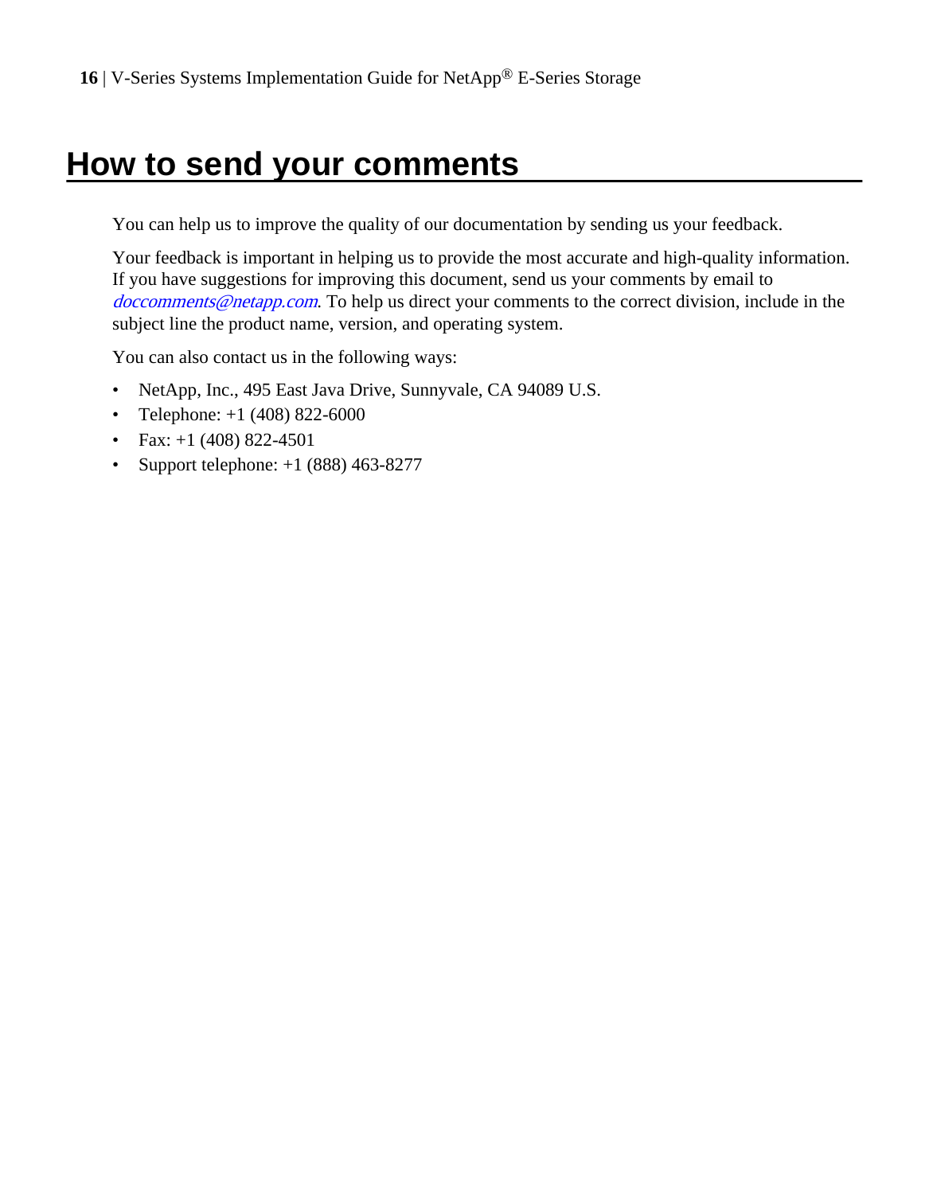# How to send your comments

You can help us to improve the quality of our documentation by sending us your feedback.

Your feedback is important in helping us to provide the most accurate and high-quality information. If you have suggestions for improving this document, send us your comments by email to *doccomments@netapp.com*. To help us direct your comments to the correct division, include in the subject line the product name, version, and operating system.

You can also contact us in the following ways:

- NetApp, Inc., 495 East Java Drive, Sunnyvale, CA 94089 U.S.
- Telephone: +1 (408) 822-6000
- Fax: +1 (408) 822-4501
- Support telephone: +1 (888) 463-8277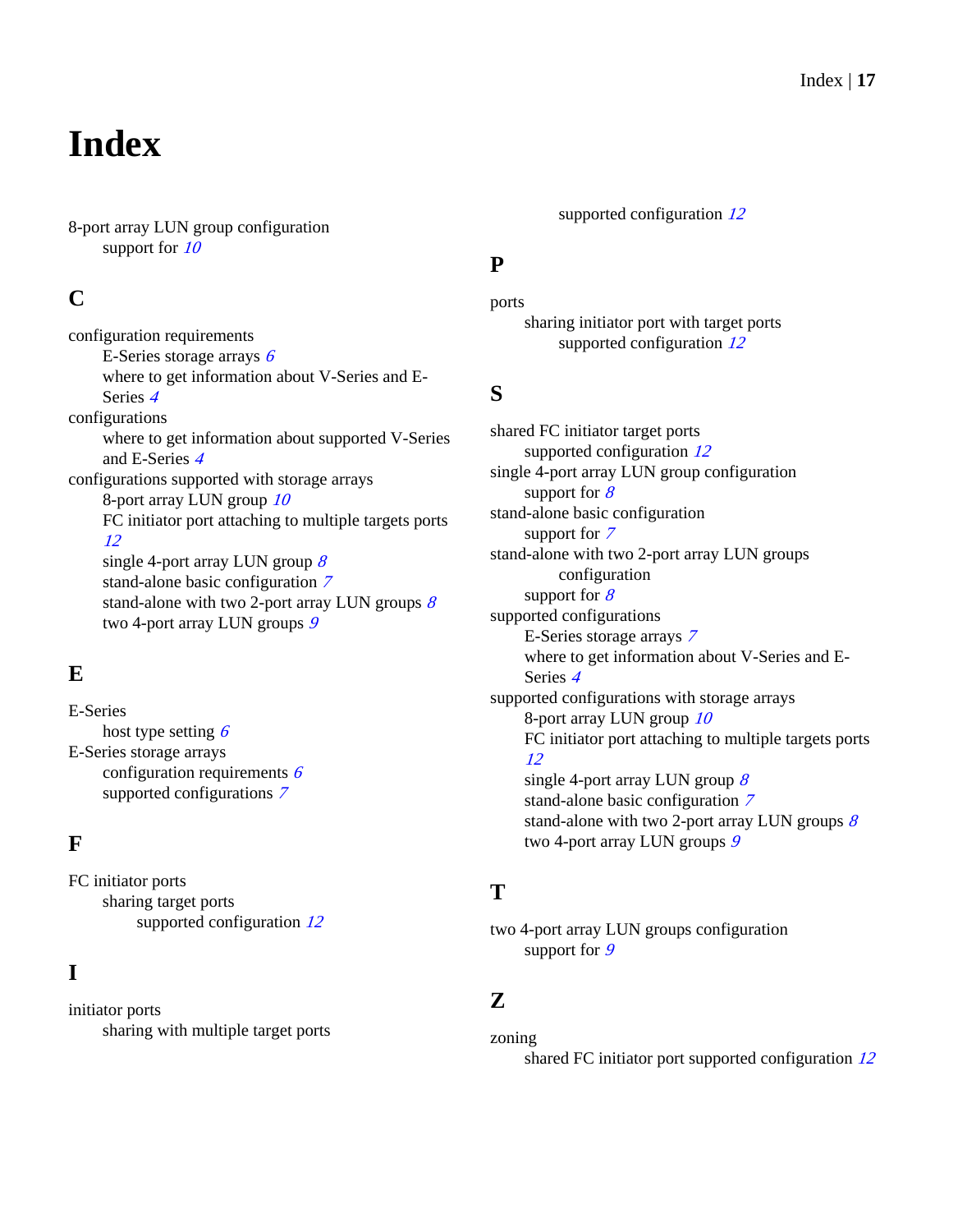# Index

8-port array LUN group configuration
- support for 10

## C

configuration requirements
- E-Series storage arrays 6
- where to get information about V-Series and E-Series 4

configurations
- where to get information about supported V-Series and E-Series 4

configurations supported with storage arrays
- 8-port array LUN group 10
- FC initiator port attaching to multiple targets ports 12
- single 4-port array LUN group 8
- stand-alone basic configuration 7
- stand-alone with two 2-port array LUN groups 8
- two 4-port array LUN groups 9

## E

E-Series
- host type setting 6

E-Series storage arrays
- configuration requirements 6
- supported configurations 7

## F

FC initiator ports
- sharing target ports
  - supported configuration 12

## I

initiator ports
- sharing with multiple target ports
  - supported configuration 12

## P

ports
- sharing initiator port with target ports
  - supported configuration 12

## S

shared FC initiator target ports
- supported configuration 12

single 4-port array LUN group configuration
- support for 8

stand-alone basic configuration
- support for 7

stand-alone with two 2-port array LUN groups configuration
- support for 8

supported configurations
- E-Series storage arrays 7
- where to get information about V-Series and E-Series 4

supported configurations with storage arrays
- 8-port array LUN group 10
- FC initiator port attaching to multiple targets ports 12
- single 4-port array LUN group 8
- stand-alone basic configuration 7
- stand-alone with two 2-port array LUN groups 8
- two 4-port array LUN groups 9

## T

two 4-port array LUN groups configuration
- support for 9

## Z

zoning
- shared FC initiator port supported configuration 12